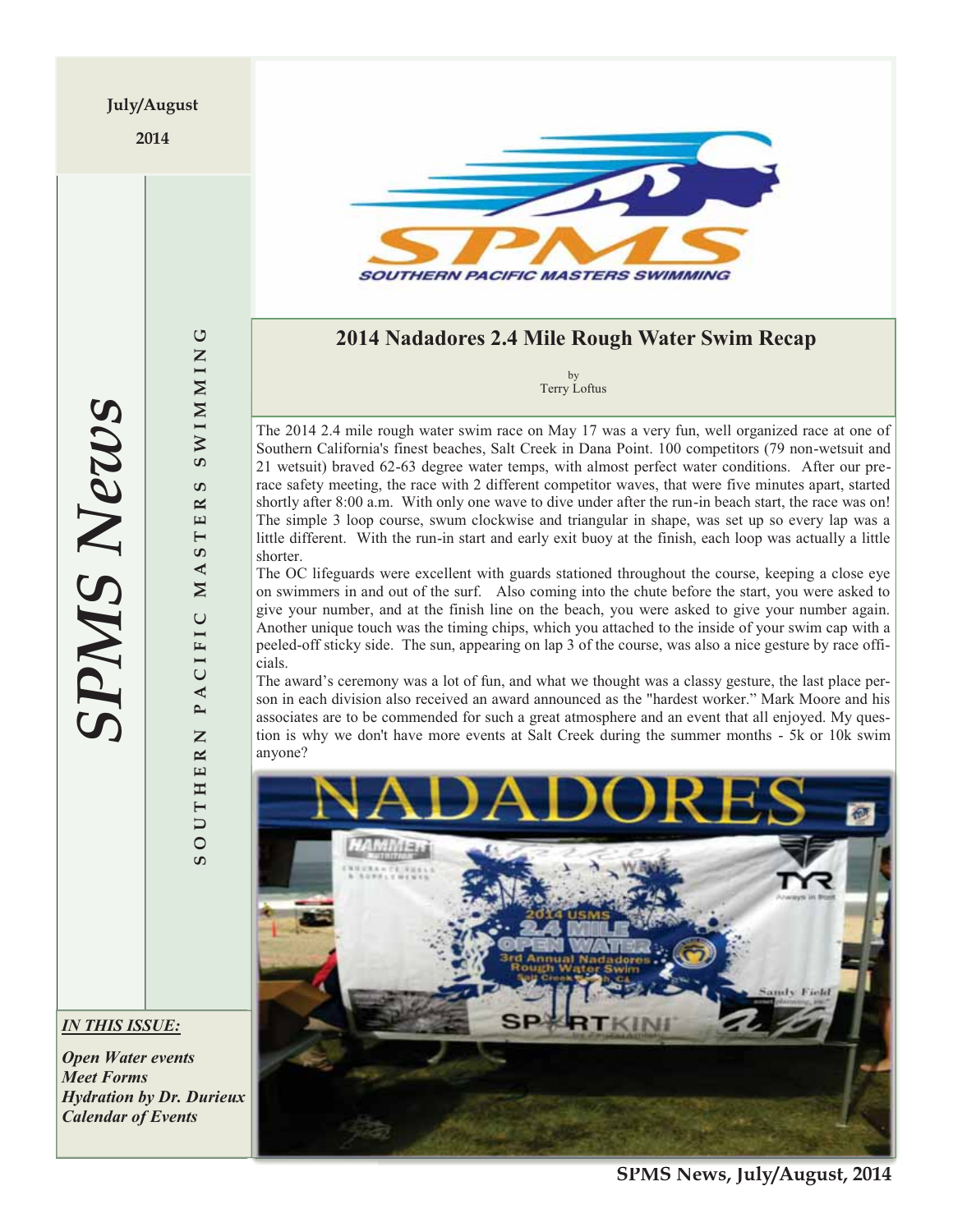July/August

2014

# SPMS News

SOUTHERN PACIFIC MASTERS SWIMMING

## 2014 Nadadores 2.4 Mile Rough Water Swim Recap

by
Terry Loftus

The 2014 2.4 mile rough water swim race on May 17 was a very fun, well organized race at one of Southern California's finest beaches, Salt Creek in Dana Point. 100 competitors (79 non-wetsuit and 21 wetsuit) braved 62-63 degree water temps, with almost perfect water conditions. After our pre-race safety meeting, the race with 2 different competitor waves, that were five minutes apart, started shortly after 8:00 a.m. With only one wave to dive under after the run-in beach start, the race was on! The simple 3 loop course, swum clockwise and triangular in shape, was set up so every lap was a little different. With the run-in start and early exit buoy at the finish, each loop was actually a little shorter.

The OC lifeguards were excellent with guards stationed throughout the course, keeping a close eye on swimmers in and out of the surf. Also coming into the chute before the start, you were asked to give your number, and at the finish line on the beach, you were asked to give your number again. Another unique touch was the timing chips, which you attached to the inside of your swim cap with a peeled-off sticky side. The sun, appearing on lap 3 of the course, was also a nice gesture by race officials.

The award's ceremony was a lot of fun, and what we thought was a classy gesture, the last place person in each division also received an award announced as the "hardest worker." Mark Moore and his associates are to be commended for such a great atmosphere and an event that all enjoyed. My question is why we don't have more events at Salt Creek during the summer months - 5k or 10k swim anyone?

***IN THIS ISSUE:***

***Open Water events***
***Meet Forms***
***Hydration by Dr. Durieux***
***Calendar of Events***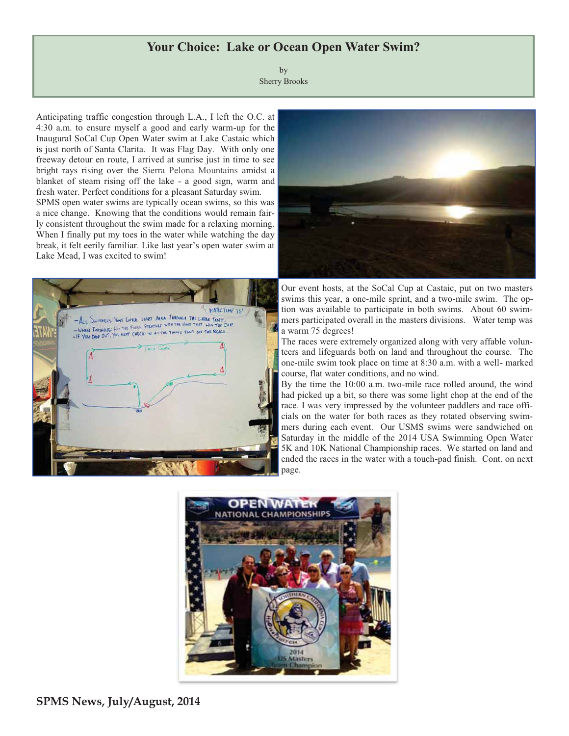## Your Choice: Lake or Ocean Open Water Swim?

by
Sherry Brooks

Anticipating traffic congestion through L.A., I left the O.C. at 4:30 a.m. to ensure myself a good and early warm-up for the Inaugural SoCal Cup Open Water swim at Lake Castaic which is just north of Santa Clarita. It was Flag Day. With only one freeway detour en route, I arrived at sunrise just in time to see bright rays rising over the Sierra Pelona Mountains amidst a blanket of steam rising off the lake - a good sign, warm and fresh water. Perfect conditions for a pleasant Saturday swim.

SPMS open water swims are typically ocean swims, so this was a nice change. Knowing that the conditions would remain fairly consistent throughout the swim made for a relaxing morning. When I finally put my toes in the water while watching the day break, it felt eerily familiar. Like last year's open water swim at Lake Mead, I was excited to swim!

Our event hosts, at the SoCal Cup at Castaic, put on two masters swims this year, a one-mile sprint, and a two-mile swim. The option was available to participate in both swims. About 60 swimmers participated overall in the masters divisions. Water temp was a warm 75 degrees!

The races were extremely organized along with very affable volunteers and lifeguards both on land and throughout the course. The one-mile swim took place on time at 8:30 a.m. with a well- marked course, flat water conditions, and no wind.

By the time the 10:00 a.m. two-mile race rolled around, the wind had picked up a bit, so there was some light chop at the end of the race. I was very impressed by the volunteer paddlers and race officials on the water for both races as they rotated observing swimmers during each event. Our USMS swims were sandwiched on Saturday in the middle of the 2014 USA Swimming Open Water 5K and 10K National Championship races. We started on land and ended the races in the water with a touch-pad finish. Cont. on next page.

**SPMS News, July/August, 2014**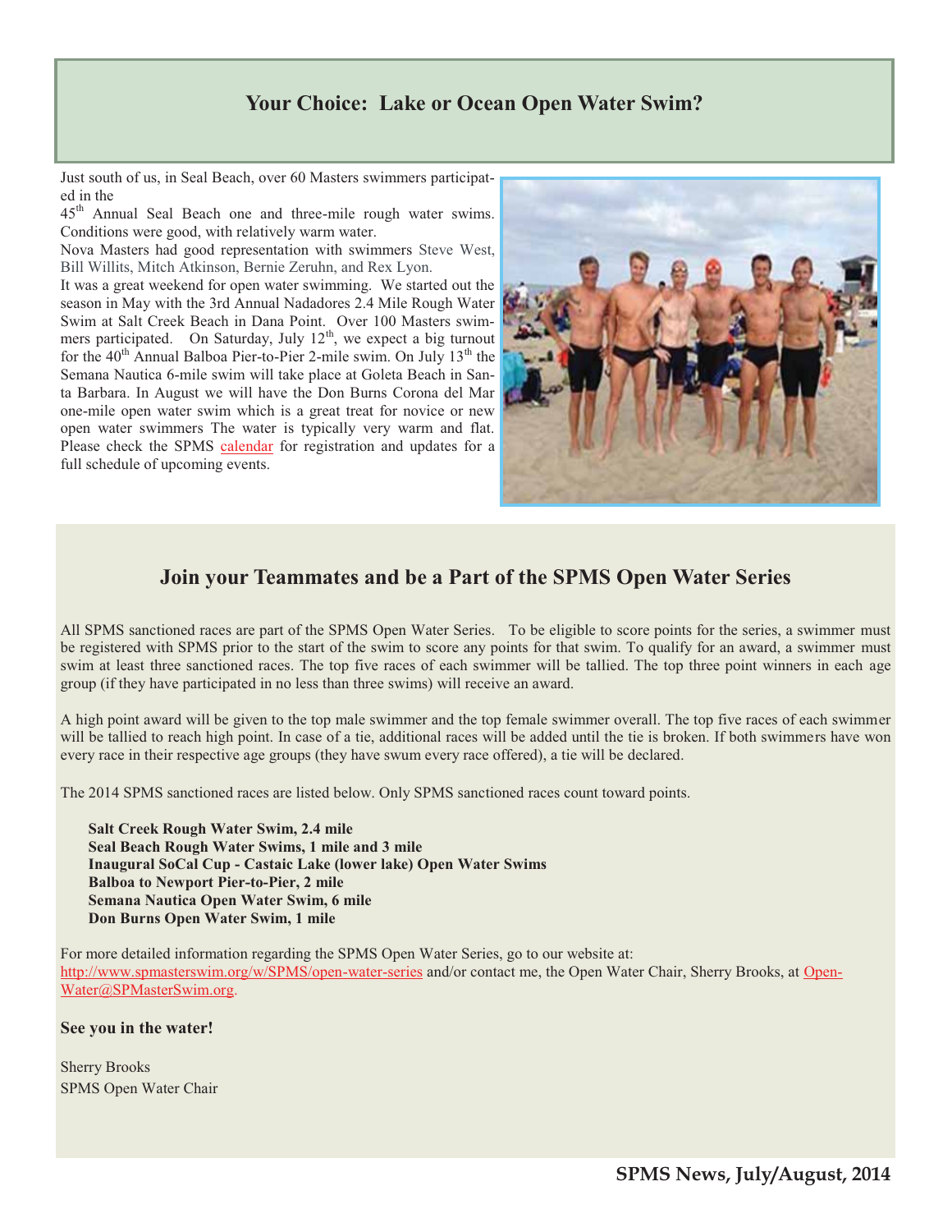## Your Choice: Lake or Ocean Open Water Swim?

Just south of us, in Seal Beach, over 60 Masters swimmers participated in the 45th Annual Seal Beach one and three-mile rough water swims. Conditions were good, with relatively warm water.

Nova Masters had good representation with swimmers Steve West, Bill Willits, Mitch Atkinson, Bernie Zeruhn, and Rex Lyon.

It was a great weekend for open water swimming. We started out the season in May with the 3rd Annual Nadadores 2.4 Mile Rough Water Swim at Salt Creek Beach in Dana Point. Over 100 Masters swimmers participated. On Saturday, July 12th, we expect a big turnout for the 40th Annual Balboa Pier-to-Pier 2-mile swim. On July 13th the Semana Nautica 6-mile swim will take place at Goleta Beach in Santa Barbara. In August we will have the Don Burns Corona del Mar one-mile open water swim which is a great treat for novice or new open water swimmers The water is typically very warm and flat. Please check the SPMS calendar for registration and updates for a full schedule of upcoming events.

## Join your Teammates and be a Part of the SPMS Open Water Series

All SPMS sanctioned races are part of the SPMS Open Water Series. To be eligible to score points for the series, a swimmer must be registered with SPMS prior to the start of the swim to score any points for that swim. To qualify for an award, a swimmer must swim at least three sanctioned races. The top five races of each swimmer will be tallied. The top three point winners in each age group (if they have participated in no less than three swims) will receive an award.

A high point award will be given to the top male swimmer and the top female swimmer overall. The top five races of each swimmer will be tallied to reach high point. In case of a tie, additional races will be added until the tie is broken. If both swimmers have won every race in their respective age groups (they have swum every race offered), a tie will be declared.

The 2014 SPMS sanctioned races are listed below. Only SPMS sanctioned races count toward points.

**Salt Creek Rough Water Swim, 2.4 mile**
**Seal Beach Rough Water Swims, 1 mile and 3 mile**
**Inaugural SoCal Cup - Castaic Lake (lower lake) Open Water Swims**
**Balboa to Newport Pier-to-Pier, 2 mile**
**Semana Nautica Open Water Swim, 6 mile**
**Don Burns Open Water Swim, 1 mile**

For more detailed information regarding the SPMS Open Water Series, go to our website at: http://www.spmasterswim.org/w/SPMS/open-water-series and/or contact me, the Open Water Chair, Sherry Brooks, at Open-Water@SPMasterSwim.org.

**See you in the water!**

Sherry Brooks
SPMS Open Water Chair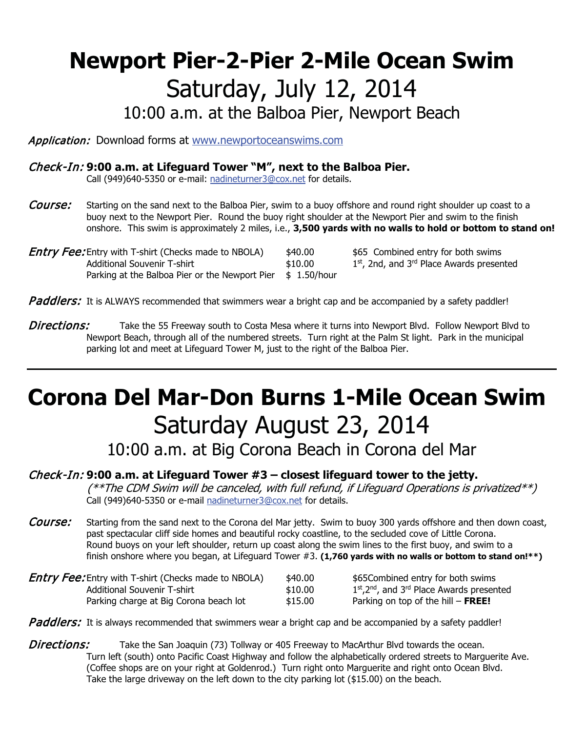# Newport Pier-2-Pier 2-Mile Ocean Swim

## Saturday, July 12, 2014

### 10:00 a.m. at the Balboa Pier, Newport Beach

*Application:* Download forms at [www.newportoceanswims.com](http://www.newportoceanswims.com)

*Check-In:* **9:00 a.m. at Lifeguard Tower "M", next to the Balboa Pier.**
Call (949)640-5350 or e-mail: [nadineturner3@cox.net](mailto:nadineturner3@cox.net) for details.

*Course:* Starting on the sand next to the Balboa Pier, swim to a buoy offshore and round right shoulder up coast to a buoy next to the Newport Pier. Round the buoy right shoulder at the Newport Pier and swim to the finish onshore. This swim is approximately 2 miles, i.e., **3,500 yards with no walls to hold or bottom to stand on!**

*Entry Fee:*

| | | |
|---|---|---|
| Entry with T-shirt (Checks made to NBOLA) | $40.00 | $65 Combined entry for both swims |
| Additional Souvenir T-shirt | $10.00 | 1st, 2nd, and 3rd Place Awards presented |
| Parking at the Balboa Pier or the Newport Pier | $ 1.50/hour | |

*Paddlers:* It is ALWAYS recommended that swimmers wear a bright cap and be accompanied by a safety paddler!

*Directions:* Take the 55 Freeway south to Costa Mesa where it turns into Newport Blvd. Follow Newport Blvd to Newport Beach, through all of the numbered streets. Turn right at the Palm St light. Park in the municipal parking lot and meet at Lifeguard Tower M, just to the right of the Balboa Pier.

---

# Corona Del Mar-Don Burns 1-Mile Ocean Swim

## Saturday August 23, 2014

### 10:00 a.m. at Big Corona Beach in Corona del Mar

*Check-In:* **9:00 a.m. at Lifeguard Tower #3 – closest lifeguard tower to the jetty.**
*(**The CDM Swim will be canceled, with full refund, if Lifeguard Operations is privatized**)*
Call (949)640-5350 or e-mail [nadineturner3@cox.net](mailto:nadineturner3@cox.net) for details.

*Course:* Starting from the sand next to the Corona del Mar jetty. Swim to buoy 300 yards offshore and then down coast, past spectacular cliff side homes and beautiful rocky coastline, to the secluded cove of Little Corona. Round buoys on your left shoulder, return up coast along the swim lines to the first buoy, and swim to a finish onshore where you began, at Lifeguard Tower #3. **(1,760 yards with no walls or bottom to stand on!**)**

*Entry Fee:*

| | | |
|---|---|---|
| Entry with T-shirt (Checks made to NBOLA) | $40.00 | $65Combined entry for both swims |
| Additional Souvenir T-shirt | $10.00 | 1st,2nd, and 3rd Place Awards presented |
| Parking charge at Big Corona beach lot | $15.00 | Parking on top of the hill – **FREE!** |

*Paddlers:* It is always recommended that swimmers wear a bright cap and be accompanied by a safety paddler!

*Directions:* Take the San Joaquin (73) Tollway or 405 Freeway to MacArthur Blvd towards the ocean. Turn left (south) onto Pacific Coast Highway and follow the alphabetically ordered streets to Marguerite Ave. (Coffee shops are on your right at Goldenrod.) Turn right onto Marguerite and right onto Ocean Blvd. Take the large driveway on the left down to the city parking lot ($15.00) on the beach.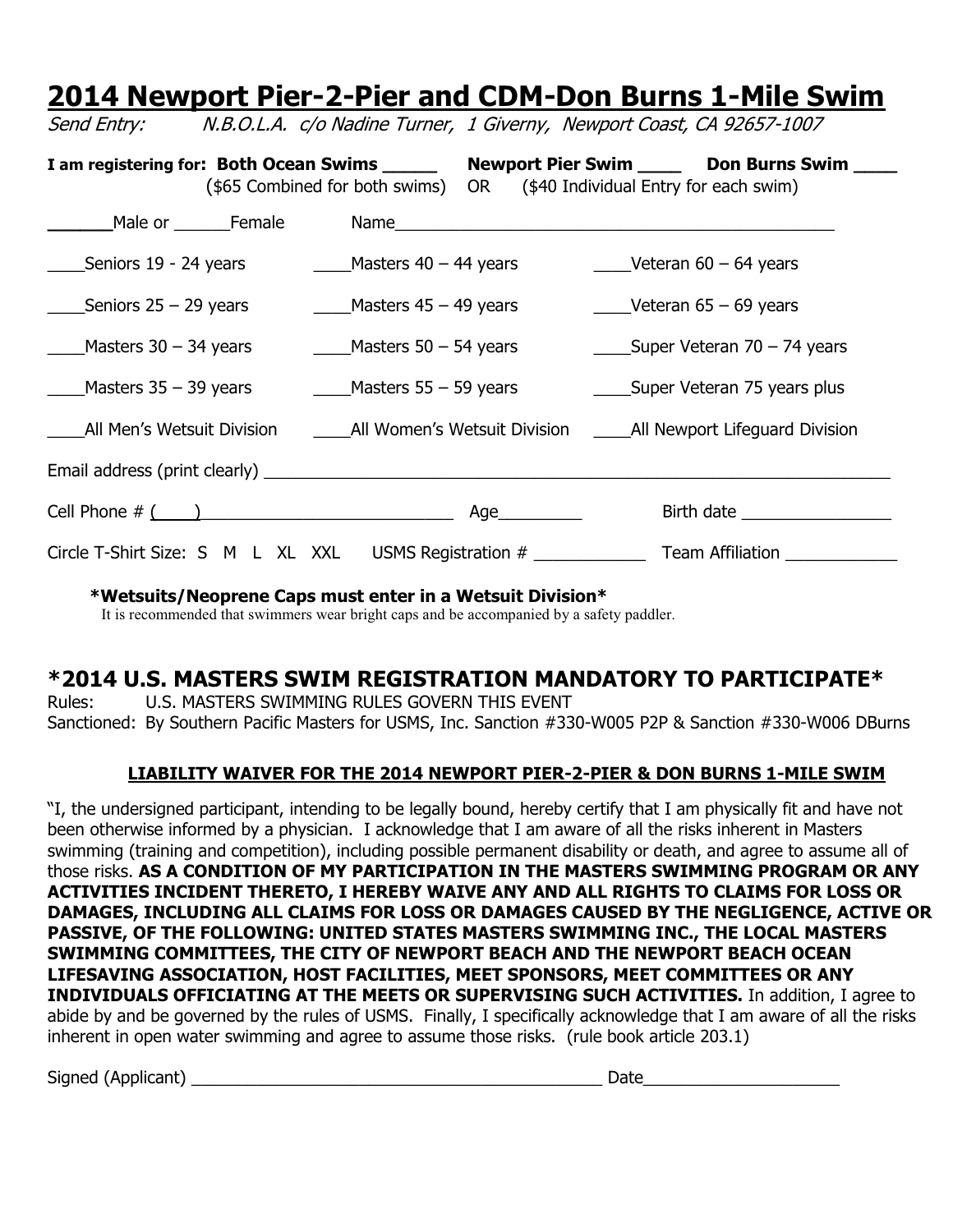# 2014 Newport Pier-2-Pier and CDM-Don Burns 1-Mile Swim

*Send Entry: N.B.O.L.A. c/o Nadine Turner, 1 Giverny, Newport Coast, CA 92657-1007*

**I am registering for: Both Ocean Swims _____ Newport Pier Swim ____ Don Burns Swim ____**
($65 Combined for both swims) OR ($40 Individual Entry for each swim)

______Male or ______Female Name_______________________________________________

____Seniors 19 - 24 years ____Masters 40 – 44 years ____Veteran 60 – 64 years

____Seniors 25 – 29 years ____Masters 45 – 49 years ____Veteran 65 – 69 years

____Masters 30 – 34 years ____Masters 50 – 54 years ____Super Veteran 70 – 74 years

____Masters 35 – 39 years ____Masters 55 – 59 years ____Super Veteran 75 years plus

____All Men's Wetsuit Division ____All Women's Wetsuit Division ____All Newport Lifeguard Division

Email address (print clearly) ______________________________________________________________

Cell Phone # (____)___________________________ Age_________ Birth date ________________

Circle T-Shirt Size: S M L XL XXL USMS Registration # ____________ Team Affiliation ____________

**\*Wetsuits/Neoprene Caps must enter in a Wetsuit Division\***
It is recommended that swimmers wear bright caps and be accompanied by a safety paddler.

## *2014 U.S. MASTERS SWIM REGISTRATION MANDATORY TO PARTICIPATE*

Rules: U.S. MASTERS SWIMMING RULES GOVERN THIS EVENT
Sanctioned: By Southern Pacific Masters for USMS, Inc. Sanction #330-W005 P2P & Sanction #330-W006 DBurns

**LIABILITY WAIVER FOR THE 2014 NEWPORT PIER-2-PIER & DON BURNS 1-MILE SWIM**

"I, the undersigned participant, intending to be legally bound, hereby certify that I am physically fit and have not been otherwise informed by a physician. I acknowledge that I am aware of all the risks inherent in Masters swimming (training and competition), including possible permanent disability or death, and agree to assume all of those risks. **AS A CONDITION OF MY PARTICIPATION IN THE MASTERS SWIMMING PROGRAM OR ANY ACTIVITIES INCIDENT THERETO, I HEREBY WAIVE ANY AND ALL RIGHTS TO CLAIMS FOR LOSS OR DAMAGES, INCLUDING ALL CLAIMS FOR LOSS OR DAMAGES CAUSED BY THE NEGLIGENCE, ACTIVE OR PASSIVE, OF THE FOLLOWING: UNITED STATES MASTERS SWIMMING INC., THE LOCAL MASTERS SWIMMING COMMITTEES, THE CITY OF NEWPORT BEACH AND THE NEWPORT BEACH OCEAN LIFESAVING ASSOCIATION, HOST FACILITIES, MEET SPONSORS, MEET COMMITTEES OR ANY INDIVIDUALS OFFICIATING AT THE MEETS OR SUPERVISING SUCH ACTIVITIES.** In addition, I agree to abide by and be governed by the rules of USMS. Finally, I specifically acknowledge that I am aware of all the risks inherent in open water swimming and agree to assume those risks. (rule book article 203.1)

Signed (Applicant) ____________________________________________ Date____________________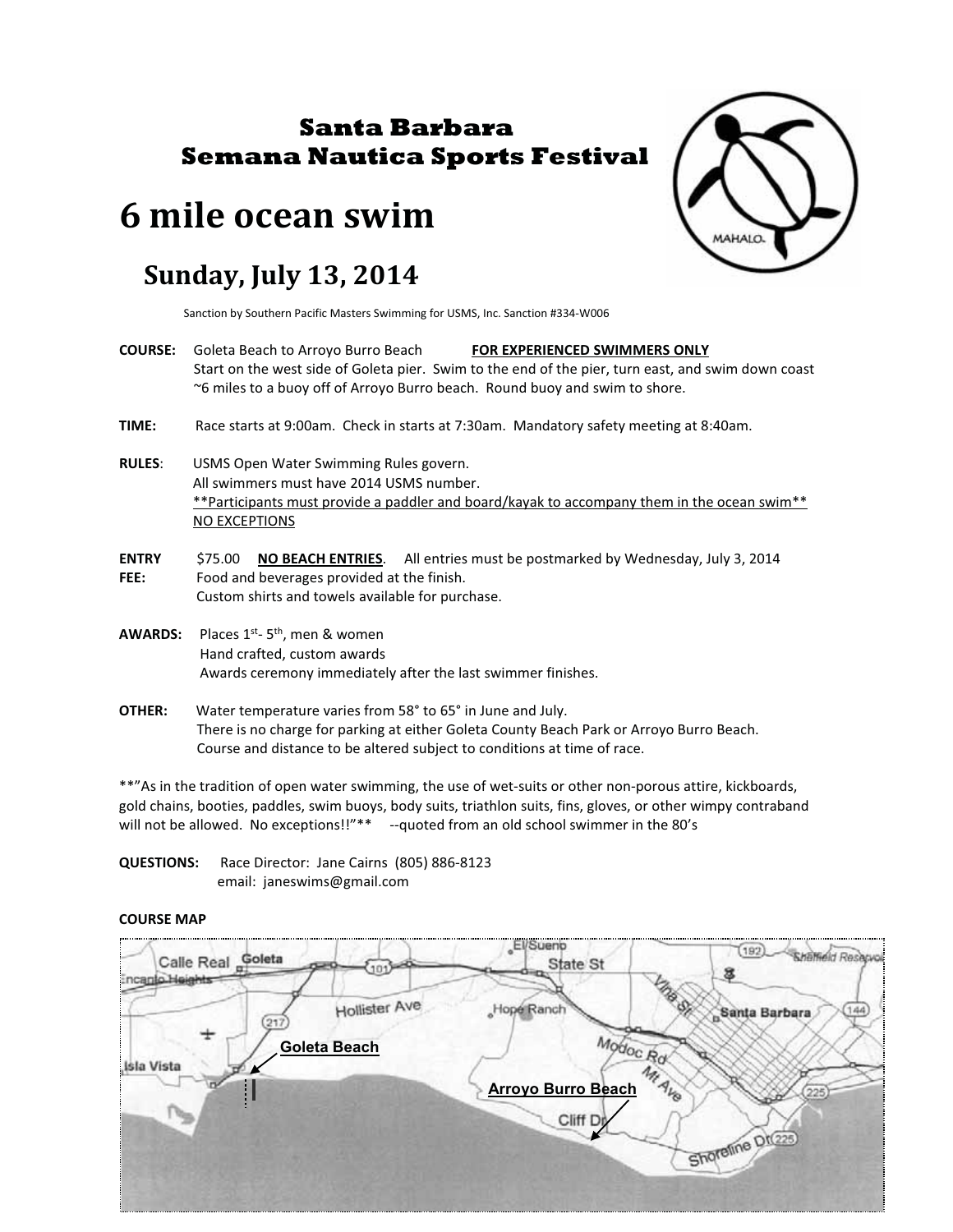# Santa Barbara Semana Nautica Sports Festival

# 6 mile ocean swim

## Sunday, July 13, 2014

Sanction by Southern Pacific Masters Swimming for USMS, Inc. Sanction #334-W006

**COURSE:** Goleta Beach to Arroyo Burro Beach **FOR EXPERIENCED SWIMMERS ONLY**
Start on the west side of Goleta pier. Swim to the end of the pier, turn east, and swim down coast ~6 miles to a buoy off of Arroyo Burro beach. Round buoy and swim to shore.

**TIME:** Race starts at 9:00am. Check in starts at 7:30am. Mandatory safety meeting at 8:40am.

**RULES**: USMS Open Water Swimming Rules govern.
All swimmers must have 2014 USMS number.
**Participants must provide a paddler and board/kayak to accompany them in the ocean swim**
NO EXCEPTIONS

**ENTRY FEE:** $75.00 **NO BEACH ENTRIES**. All entries must be postmarked by Wednesday, July 3, 2014
Food and beverages provided at the finish.
Custom shirts and towels available for purchase.

**AWARDS:** Places 1st- 5th, men & women
Hand crafted, custom awards
Awards ceremony immediately after the last swimmer finishes.

**OTHER:** Water temperature varies from 58° to 65° in June and July.
There is no charge for parking at either Goleta County Beach Park or Arroyo Burro Beach.
Course and distance to be altered subject to conditions at time of race.

**"As in the tradition of open water swimming, the use of wet-suits or other non-porous attire, kickboards, gold chains, booties, paddles, swim buoys, body suits, triathlon suits, fins, gloves, or other wimpy contraband will not be allowed. No exceptions!!"** --quoted from an old school swimmer in the 80's

**QUESTIONS:** Race Director: Jane Cairns (805) 886-8123
email: janeswims@gmail.com

**COURSE MAP**

Goleta Beach

Arroyo Burro Beach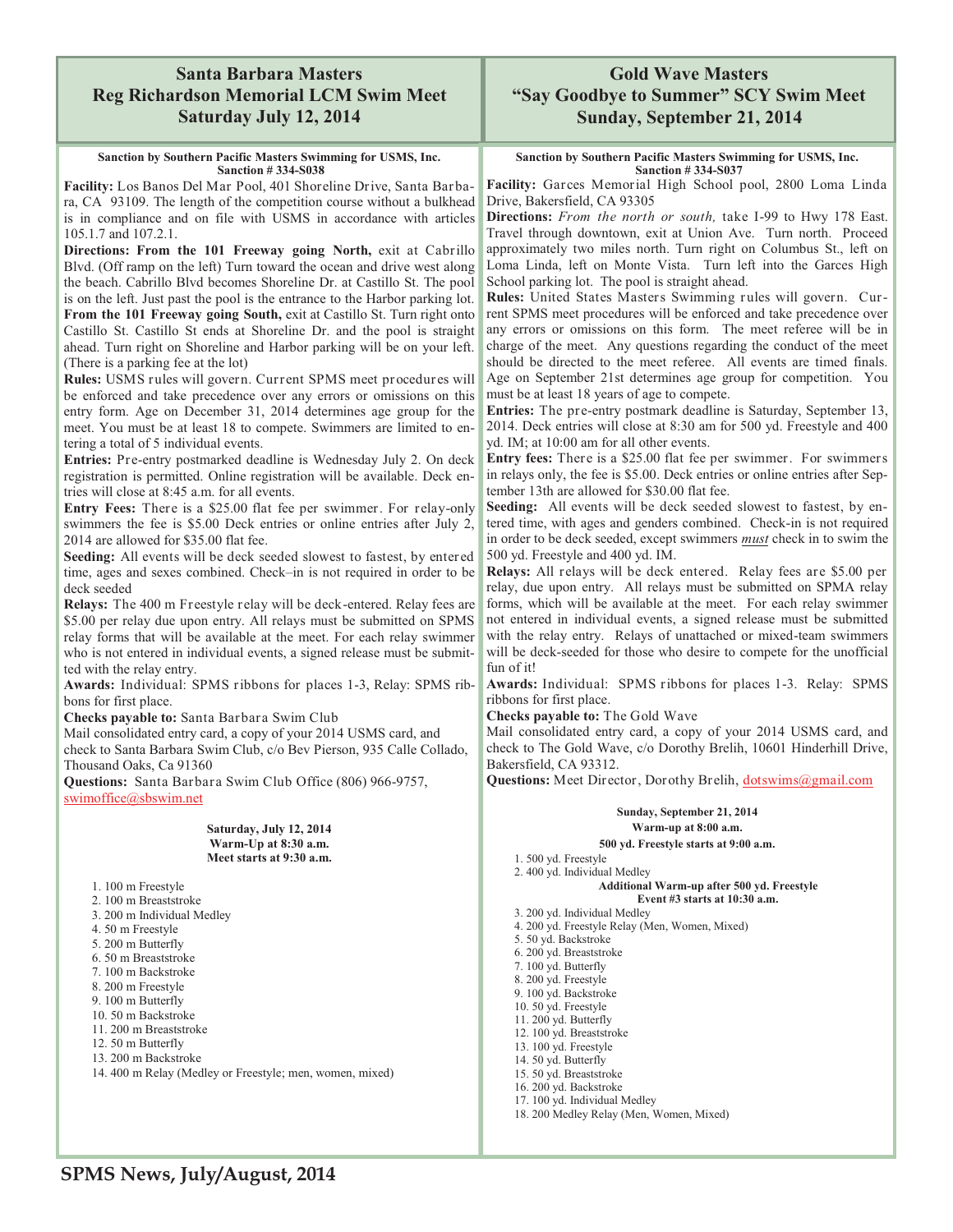## Santa Barbara Masters
## Reg Richardson Memorial LCM Swim Meet
## Saturday July 12, 2014

**Sanction by Southern Pacific Masters Swimming for USMS, Inc.**
**Sanction # 334-S038**

**Facility:** Los Banos Del Mar Pool, 401 Shoreline Drive, Santa Barbara, CA 93109. The length of the competition course without a bulkhead is in compliance and on file with USMS in accordance with articles 105.1.7 and 107.2.1.

**Directions: From the 101 Freeway going North,** exit at Cabrillo Blvd. (Off ramp on the left) Turn toward the ocean and drive west along the beach. Cabrillo Blvd becomes Shoreline Dr. at Castillo St. The pool is on the left. Just past the pool is the entrance to the Harbor parking lot. **From the 101 Freeway going South,** exit at Castillo St. Turn right onto Castillo St. Castillo St ends at Shoreline Dr. and the pool is straight ahead. Turn right on Shoreline and Harbor parking will be on your left. (There is a parking fee at the lot)

**Rules:** USMS rules will govern. Current SPMS meet procedures will be enforced and take precedence over any errors or omissions on this entry form. Age on December 31, 2014 determines age group for the meet. You must be at least 18 to compete. Swimmers are limited to entering a total of 5 individual events.

**Entries:** Pre-entry postmarked deadline is Wednesday July 2. On deck registration is permitted. Online registration will be available. Deck entries will close at 8:45 a.m. for all events.

**Entry Fees:** There is a $25.00 flat fee per swimmer. For relay-only swimmers the fee is $5.00 Deck entries or online entries after July 2, 2014 are allowed for $35.00 flat fee.

**Seeding:** All events will be deck seeded slowest to fastest, by entered time, ages and sexes combined. Check–in is not required in order to be deck seeded

**Relays:** The 400 m Freestyle relay will be deck-entered. Relay fees are $5.00 per relay due upon entry. All relays must be submitted on SPMS relay forms that will be available at the meet. For each relay swimmer who is not entered in individual events, a signed release must be submitted with the relay entry.

**Awards:** Individual: SPMS ribbons for places 1-3, Relay: SPMS ribbons for first place.

**Checks payable to:** Santa Barbara Swim Club

Mail consolidated entry card, a copy of your 2014 USMS card, and check to Santa Barbara Swim Club, c/o Bev Pierson, 935 Calle Collado, Thousand Oaks, Ca 91360

**Questions:** Santa Barbara Swim Club Office (806) 966-9757, swimoffice@sbswim.net

**Saturday, July 12, 2014**
**Warm-Up at 8:30 a.m.**
**Meet starts at 9:30 a.m.**

1. 100 m Freestyle
2. 100 m Breaststroke
3. 200 m Individual Medley
4. 50 m Freestyle
5. 200 m Butterfly
6. 50 m Breaststroke
7. 100 m Backstroke
8. 200 m Freestyle
9. 100 m Butterfly
10. 50 m Backstroke
11. 200 m Breaststroke
12. 50 m Butterfly
13. 200 m Backstroke
14. 400 m Relay (Medley or Freestyle; men, women, mixed)

## Gold Wave Masters
## "Say Goodbye to Summer" SCY Swim Meet
## Sunday, September 21, 2014

**Sanction by Southern Pacific Masters Swimming for USMS, Inc.**
**Sanction # 334-S037**

**Facility:** Garces Memorial High School pool, 2800 Loma Linda Drive, Bakersfield, CA 93305

**Directions:** *From the north or south,* take I-99 to Hwy 178 East. Travel through downtown, exit at Union Ave. Turn north. Proceed approximately two miles north. Turn right on Columbus St., left on Loma Linda, left on Monte Vista. Turn left into the Garces High School parking lot. The pool is straight ahead.

**Rules:** United States Masters Swimming rules will govern. Current SPMS meet procedures will be enforced and take precedence over any errors or omissions on this form. The meet referee will be in charge of the meet. Any questions regarding the conduct of the meet should be directed to the meet referee. All events are timed finals. Age on September 21st determines age group for competition. You must be at least 18 years of age to compete.

**Entries:** The pre-entry postmark deadline is Saturday, September 13, 2014. Deck entries will close at 8:30 am for 500 yd. Freestyle and 400 yd. IM; at 10:00 am for all other events.

**Entry fees:** There is a $25.00 flat fee per swimmer. For swimmers in relays only, the fee is $5.00. Deck entries or online entries after September 13th are allowed for $30.00 flat fee.

**Seeding:** All events will be deck seeded slowest to fastest, by entered time, with ages and genders combined. Check-in is not required in order to be deck seeded, except swimmers ***must*** check in to swim the 500 yd. Freestyle and 400 yd. IM.

**Relays:** All relays will be deck entered. Relay fees are $5.00 per relay, due upon entry. All relays must be submitted on SPMA relay forms, which will be available at the meet. For each relay swimmer not entered in individual events, a signed release must be submitted with the relay entry. Relays of unattached or mixed-team swimmers will be deck-seeded for those who desire to compete for the unofficial fun of it!

**Awards:** Individual: SPMS ribbons for places 1-3. Relay: SPMS ribbons for first place.

**Checks payable to:** The Gold Wave

Mail consolidated entry card, a copy of your 2014 USMS card, and check to The Gold Wave, c/o Dorothy Brelih, 10601 Hinderhill Drive, Bakersfield, CA 93312.

**Questions:** Meet Director, Dorothy Brelih, dotswims@gmail.com

**Sunday, September 21, 2014**
**Warm-up at 8:00 a.m.**
**500 yd. Freestyle starts at 9:00 a.m.**

1. 500 yd. Freestyle
2. 400 yd. Individual Medley

**Additional Warm-up after 500 yd. Freestyle**
**Event #3 starts at 10:30 a.m.**

3. 200 yd. Individual Medley
4. 200 yd. Freestyle Relay (Men, Women, Mixed)
5. 50 yd. Backstroke
6. 200 yd. Breaststroke
7. 100 yd. Butterfly
8. 200 yd. Freestyle
9. 100 yd. Backstroke
10. 50 yd. Freestyle
11. 200 yd. Butterfly
12. 100 yd. Breaststroke
13. 100 yd. Freestyle
14. 50 yd. Butterfly
15. 50 yd. Breaststroke
16. 200 yd. Backstroke
17. 100 yd. Individual Medley
18. 200 Medley Relay (Men, Women, Mixed)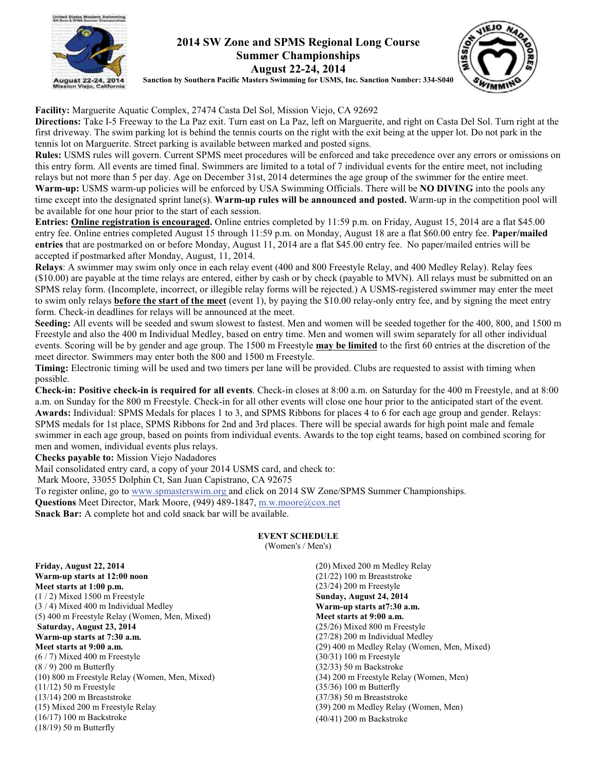# 2014 SW Zone and SPMS Regional Long Course Summer Championships

## August 22-24, 2014

**Sanction by Southern Pacific Masters Swimming for USMS, Inc. Sanction Number: 334-S040**

**Facility:** Marguerite Aquatic Complex, 27474 Casta Del Sol, Mission Viejo, CA 92692

**Directions:** Take I-5 Freeway to the La Paz exit. Turn east on La Paz, left on Marguerite, and right on Casta Del Sol. Turn right at the first driveway. The swim parking lot is behind the tennis courts on the right with the exit being at the upper lot. Do not park in the tennis lot on Marguerite. Street parking is available between marked and posted signs.

**Rules:** USMS rules will govern. Current SPMS meet procedures will be enforced and take precedence over any errors or omissions on this entry form. All events are timed final. Swimmers are limited to a total of 7 individual events for the entire meet, not including relays but not more than 5 per day. Age on December 31st, 2014 determines the age group of the swimmer for the entire meet.

**Warm-up:** USMS warm-up policies will be enforced by USA Swimming Officials. There will be **NO DIVING** into the pools any time except into the designated sprint lane(s). **Warm-up rules will be announced and posted.** Warm-up in the competition pool will be available for one hour prior to the start of each session.

**Entries: Online registration is encouraged.** Online entries completed by 11:59 p.m. on Friday, August 15, 2014 are a flat $45.00 entry fee. Online entries completed August 15 through 11:59 p.m. on Monday, August 18 are a flat $60.00 entry fee. **Paper/mailed entries** that are postmarked on or before Monday, August 11, 2014 are a flat $45.00 entry fee. No paper/mailed entries will be accepted if postmarked after Monday, August, 11, 2014.

**Relays**: A swimmer may swim only once in each relay event (400 and 800 Freestyle Relay, and 400 Medley Relay). Relay fees ($10.00) are payable at the time relays are entered, either by cash or by check (payable to MVN). All relays must be submitted on an SPMS relay form. (Incomplete, incorrect, or illegible relay forms will be rejected.) A USMS-registered swimmer may enter the meet to swim only relays **before the start of the meet** (event 1), by paying the $10.00 relay-only entry fee, and by signing the meet entry form. Check-in deadlines for relays will be announced at the meet.

**Seeding:** All events will be seeded and swum slowest to fastest. Men and women will be seeded together for the 400, 800, and 1500 m Freestyle and also the 400 m Individual Medley, based on entry time. Men and women will swim separately for all other individual events. Scoring will be by gender and age group. The 1500 m Freestyle **may be limited** to the first 60 entries at the discretion of the meet director. Swimmers may enter both the 800 and 1500 m Freestyle.

**Timing:** Electronic timing will be used and two timers per lane will be provided. Clubs are requested to assist with timing when possible.

**Check-in: Positive check-in is required for all events**. Check-in closes at 8:00 a.m. on Saturday for the 400 m Freestyle, and at 8:00 a.m. on Sunday for the 800 m Freestyle. Check-in for all other events will close one hour prior to the anticipated start of the event.

**Awards:** Individual: SPMS Medals for places 1 to 3, and SPMS Ribbons for places 4 to 6 for each age group and gender. Relays: SPMS medals for 1st place, SPMS Ribbons for 2nd and 3rd places. There will be special awards for high point male and female swimmer in each age group, based on points from individual events. Awards to the top eight teams, based on combined scoring for men and women, individual events plus relays.

**Checks payable to:** Mission Viejo Nadadores

Mail consolidated entry card, a copy of your 2014 USMS card, and check to:

Mark Moore, 33055 Dolphin Ct, San Juan Capistrano, CA 92675

To register online, go to www.spmasterswim.org and click on 2014 SW Zone/SPMS Summer Championships.

**Questions** Meet Director, Mark Moore, (949) 489-1847, m.w.moore@cox.net

**Snack Bar:** A complete hot and cold snack bar will be available.

### EVENT SCHEDULE

(Women's / Men's)

**Friday, August 22, 2014**
**Warm-up starts at 12:00 noon**
**Meet starts at 1:00 p.m.**

(1 / 2) Mixed 1500 m Freestyle
(3 / 4) Mixed 400 m Individual Medley
(5) 400 m Freestyle Relay (Women, Men, Mixed)

**Saturday, August 23, 2014**
**Warm-up starts at 7:30 a.m.**
**Meet starts at 9:00 a.m.**

(6 / 7) Mixed 400 m Freestyle
(8 / 9) 200 m Butterfly
(10) 800 m Freestyle Relay (Women, Men, Mixed)
(11/12) 50 m Freestyle
(13/14) 200 m Breaststroke
(15) Mixed 200 m Freestyle Relay
(16/17) 100 m Backstroke
(18/19) 50 m Butterfly
(20) Mixed 200 m Medley Relay
(21/22) 100 m Breaststroke
(23/24) 200 m Freestyle

**Sunday, August 24, 2014**
**Warm-up starts at7:30 a.m.**
**Meet starts at 9:00 a.m.**

(25/26) Mixed 800 m Freestyle
(27/28) 200 m Individual Medley
(29) 400 m Medley Relay (Women, Men, Mixed)
(30/31) 100 m Freestyle
(32/33) 50 m Backstroke
(34) 200 m Freestyle Relay (Women, Men)
(35/36) 100 m Butterfly
(37/38) 50 m Breaststroke
(39) 200 m Medley Relay (Women, Men)
(40/41) 200 m Backstroke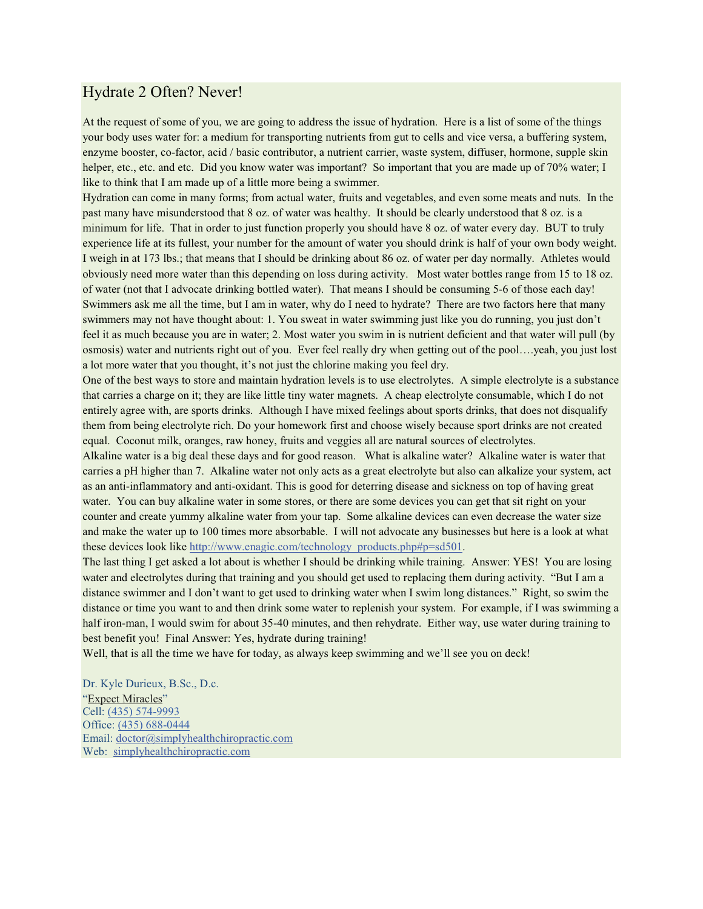# Hydrate 2 Often? Never!

At the request of some of you, we are going to address the issue of hydration. Here is a list of some of the things your body uses water for: a medium for transporting nutrients from gut to cells and vice versa, a buffering system, enzyme booster, co-factor, acid / basic contributor, a nutrient carrier, waste system, diffuser, hormone, supple skin helper, etc., etc. and etc. Did you know water was important? So important that you are made up of 70% water; I like to think that I am made up of a little more being a swimmer.

Hydration can come in many forms; from actual water, fruits and vegetables, and even some meats and nuts. In the past many have misunderstood that 8 oz. of water was healthy. It should be clearly understood that 8 oz. is a minimum for life. That in order to just function properly you should have 8 oz. of water every day. BUT to truly experience life at its fullest, your number for the amount of water you should drink is half of your own body weight. I weigh in at 173 lbs.; that means that I should be drinking about 86 oz. of water per day normally. Athletes would obviously need more water than this depending on loss during activity. Most water bottles range from 15 to 18 oz. of water (not that I advocate drinking bottled water). That means I should be consuming 5-6 of those each day! Swimmers ask me all the time, but I am in water, why do I need to hydrate? There are two factors here that many swimmers may not have thought about: 1. You sweat in water swimming just like you do running, you just don't feel it as much because you are in water; 2. Most water you swim in is nutrient deficient and that water will pull (by osmosis) water and nutrients right out of you. Ever feel really dry when getting out of the pool….yeah, you just lost a lot more water that you thought, it's not just the chlorine making you feel dry.

One of the best ways to store and maintain hydration levels is to use electrolytes. A simple electrolyte is a substance that carries a charge on it; they are like little tiny water magnets. A cheap electrolyte consumable, which I do not entirely agree with, are sports drinks. Although I have mixed feelings about sports drinks, that does not disqualify them from being electrolyte rich. Do your homework first and choose wisely because sport drinks are not created equal. Coconut milk, oranges, raw honey, fruits and veggies all are natural sources of electrolytes.

Alkaline water is a big deal these days and for good reason. What is alkaline water? Alkaline water is water that carries a pH higher than 7. Alkaline water not only acts as a great electrolyte but also can alkalize your system, act as an anti-inflammatory and anti-oxidant. This is good for deterring disease and sickness on top of having great water. You can buy alkaline water in some stores, or there are some devices you can get that sit right on your counter and create yummy alkaline water from your tap. Some alkaline devices can even decrease the water size and make the water up to 100 times more absorbable. I will not advocate any businesses but here is a look at what these devices look like http://www.enagic.com/technology_products.php#p=sd501.

The last thing I get asked a lot about is whether I should be drinking while training. Answer: YES! You are losing water and electrolytes during that training and you should get used to replacing them during activity. "But I am a distance swimmer and I don't want to get used to drinking water when I swim long distances." Right, so swim the distance or time you want to and then drink some water to replenish your system. For example, if I was swimming a half iron-man, I would swim for about 35-40 minutes, and then rehydrate. Either way, use water during training to best benefit you! Final Answer: Yes, hydrate during training!

Well, that is all the time we have for today, as always keep swimming and we'll see you on deck!

Dr. Kyle Durieux, B.Sc., D.c.
"Expect Miracles"
Cell: (435) 574-9993
Office: (435) 688-0444
Email: doctor@simplyhealthchiropractic.com
Web: simplyhealthchiropractic.com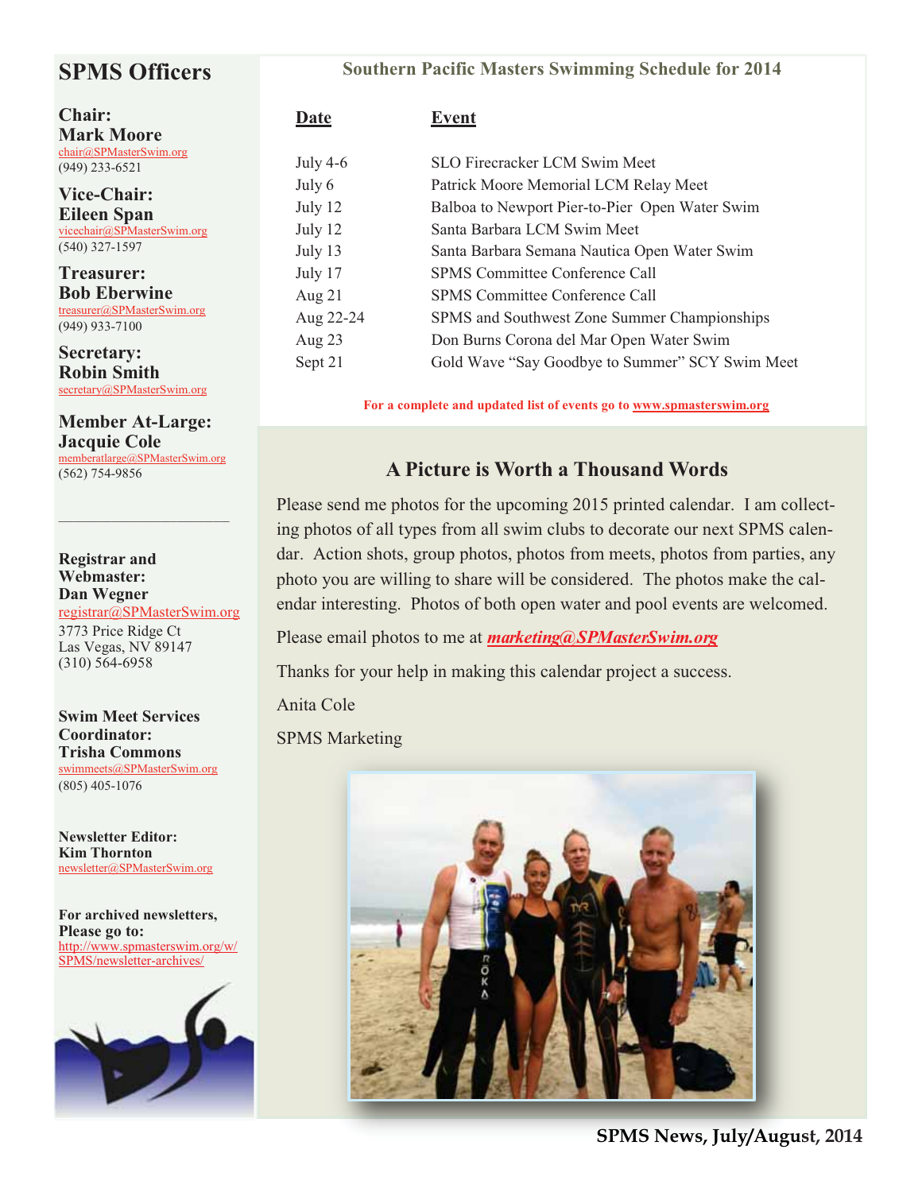## SPMS Officers

**Chair:**
**Mark Moore**
chair@SPMasterSwim.org
(949) 233-6521

**Vice-Chair:**
**Eileen Span**
vicechair@SPMasterSwim.org
(540) 327-1597

**Treasurer:**
**Bob Eberwine**
treasurer@SPMasterSwim.org
(949) 933-7100

**Secretary:**
**Robin Smith**
secretary@SPMasterSwim.org

**Member At-Large:**
**Jacquie Cole**
memberatlarge@SPMasterSwim.org
(562) 754-9856

---

**Registrar and Webmaster:**
**Dan Wegner**
registrar@SPMasterSwim.org
3773 Price Ridge Ct
Las Vegas, NV 89147
(310) 564-6958

**Swim Meet Services Coordinator:**
**Trisha Commons**
swimmeets@SPMasterSwim.org
(805) 405-1076

**Newsletter Editor:**
**Kim Thornton**
newsletter@SPMasterSwim.org

**For archived newsletters, Please go to:**
http://www.spmasterswim.org/w/SPMS/newsletter-archives/

## Southern Pacific Masters Swimming Schedule for 2014

| Date | Event |
|---|---|
| July 4-6 | SLO Firecracker LCM Swim Meet |
| July 6 | Patrick Moore Memorial LCM Relay Meet |
| July 12 | Balboa to Newport Pier-to-Pier Open Water Swim |
| July 12 | Santa Barbara LCM Swim Meet |
| July 13 | Santa Barbara Semana Nautica Open Water Swim |
| July 17 | SPMS Committee Conference Call |
| Aug 21 | SPMS Committee Conference Call |
| Aug 22-24 | SPMS and Southwest Zone Summer Championships |
| Aug 23 | Don Burns Corona del Mar Open Water Swim |
| Sept 21 | Gold Wave "Say Goodbye to Summer" SCY Swim Meet |

**For a complete and updated list of events go to www.spmasterswim.org**

## A Picture is Worth a Thousand Words

Please send me photos for the upcoming 2015 printed calendar. I am collecting photos of all types from all swim clubs to decorate our next SPMS calendar. Action shots, group photos, photos from meets, photos from parties, any photo you are willing to share will be considered. The photos make the calendar interesting. Photos of both open water and pool events are welcomed.

Please email photos to me at ***marketing@SPMasterSwim.org***

Thanks for your help in making this calendar project a success.

Anita Cole

SPMS Marketing